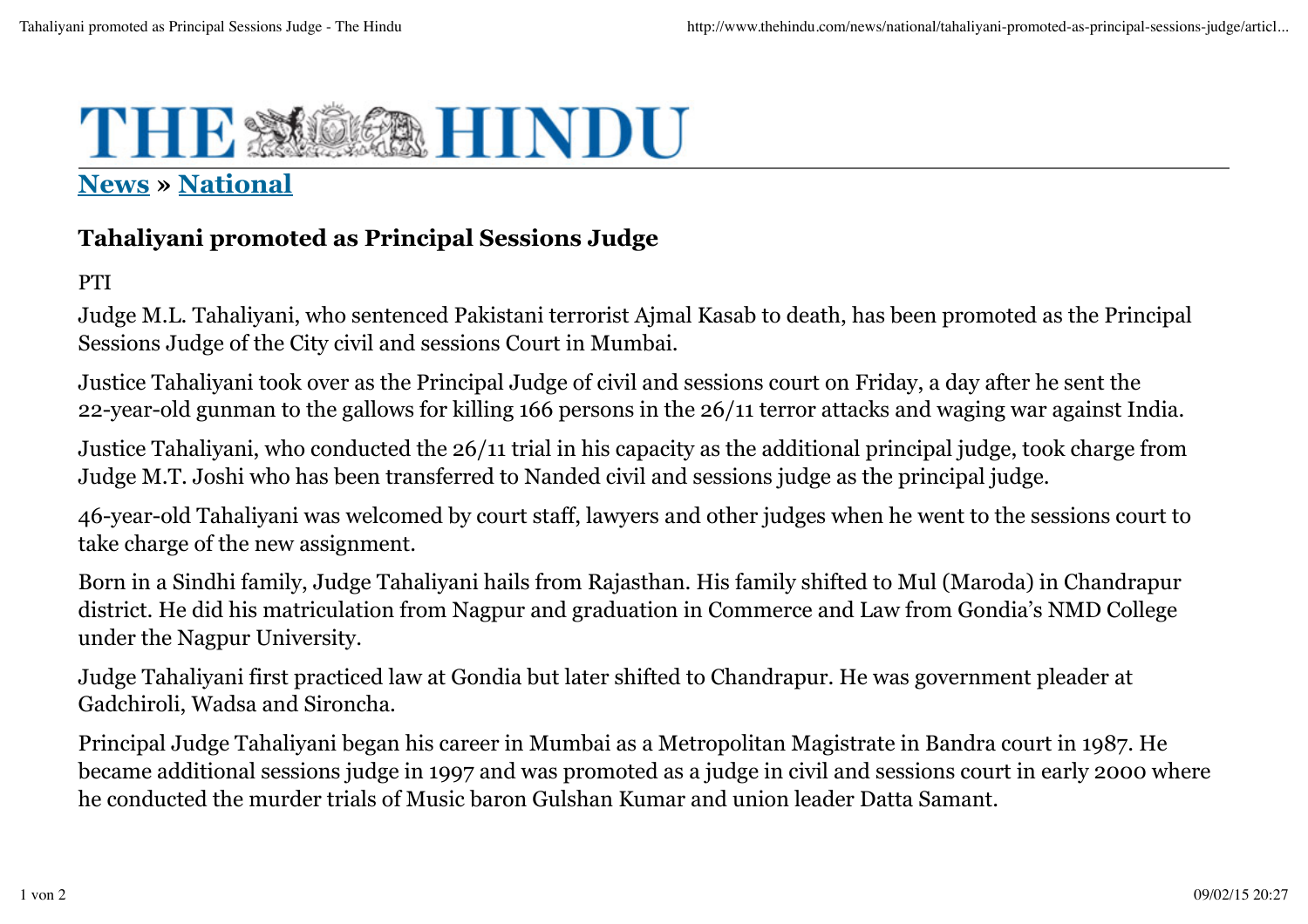# THE HINDU

**News » National**

## Tahaliyani promoted as Principal Sessions Judge

PTI

Judge M.L. Tahaliyani, who sentenced Pakistani terrorist Ajmal Kasab to death, has been promoted as the Principal Sessions Judge of the City civil and sessions Court in Mumbai.

Justice Tahaliyani took over as the Principal Judge of civil and sessions court on Friday, a day after he sent the 22-year-old gunman to the gallows for killing 166 persons in the 26/11 terror attacks and waging war against India.

Justice Tahaliyani, who conducted the 26/11 trial in his capacity as the additional principal judge, took charge from Judge M.T. Joshi who has been transferred to Nanded civil and sessions judge as the principal judge.

46-year-old Tahaliyani was welcomed by court staff, lawyers and other judges when he went to the sessions court to take charge of the new assignment.

Born in a Sindhi family, Judge Tahaliyani hails from Rajasthan. His family shifted to Mul (Maroda) in Chandrapur district. He did his matriculation from Nagpur and graduation in Commerce and Law from Gondia's NMD College under the Nagpur University.

Judge Tahaliyani first practiced law at Gondia but later shifted to Chandrapur. He was government pleader at Gadchiroli, Wadsa and Sironcha.

Principal Judge Tahaliyani began his career in Mumbai as a Metropolitan Magistrate in Bandra court in 1987. He became additional sessions judge in 1997 and was promoted as a judge in civil and sessions court in early 2000 where he conducted the murder trials of Music baron Gulshan Kumar and union leader Datta Samant.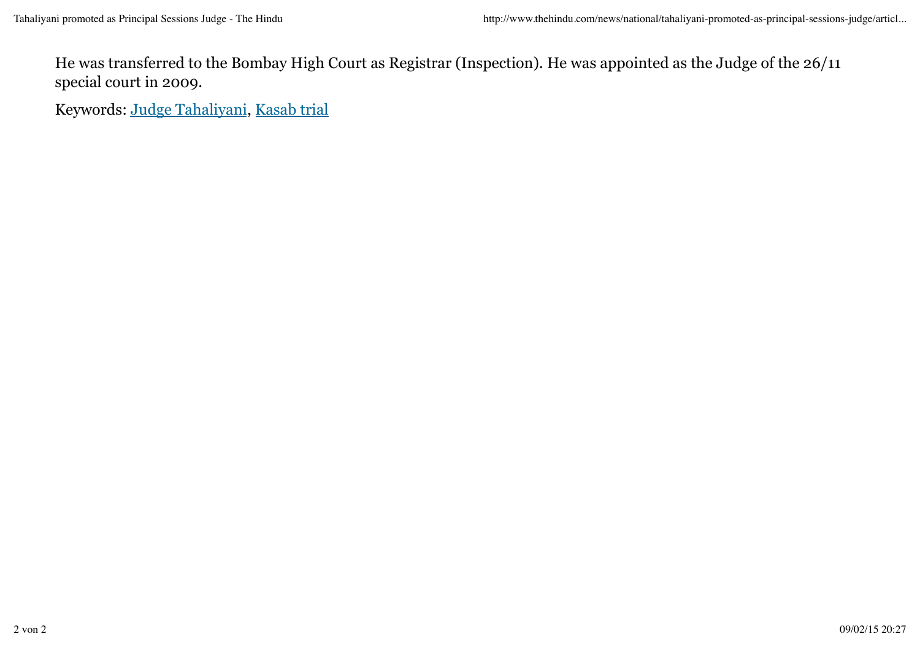He was transferred to the Bombay High Court as Registrar (Inspection). He was appointed as the Judge of the 26/11 special court in 2009.

Keywords: Judge Tahaliyani, Kasab trial